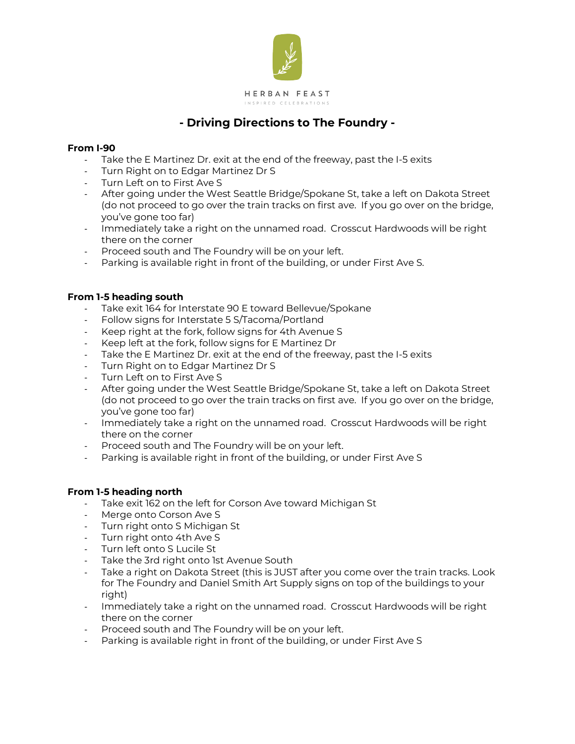HERBAN FEAST

INSPIRED CELEBRATIONS

## - Driving Directions to The Foundry -

**From I-90**

- Take the E Martinez Dr. exit at the end of the freeway, past the I-5 exits
- Turn Right on to Edgar Martinez Dr S
- Turn Left on to First Ave S
- After going under the West Seattle Bridge/Spokane St, take a left on Dakota Street (do not proceed to go over the train tracks on first ave. If you go over on the bridge, you've gone too far)
- Immediately take a right on the unnamed road. Crosscut Hardwoods will be right there on the corner
- Proceed south and The Foundry will be on your left.
- Parking is available right in front of the building, or under First Ave S.

**From 1-5 heading south**

- Take exit 164 for Interstate 90 E toward Bellevue/Spokane
- Follow signs for Interstate 5 S/Tacoma/Portland
- Keep right at the fork, follow signs for 4th Avenue S
- Keep left at the fork, follow signs for E Martinez Dr
- Take the E Martinez Dr. exit at the end of the freeway, past the I-5 exits
- Turn Right on to Edgar Martinez Dr S
- Turn Left on to First Ave S
- After going under the West Seattle Bridge/Spokane St, take a left on Dakota Street (do not proceed to go over the train tracks on first ave. If you go over on the bridge, you've gone too far)
- Immediately take a right on the unnamed road. Crosscut Hardwoods will be right there on the corner
- Proceed south and The Foundry will be on your left.
- Parking is available right in front of the building, or under First Ave S

**From 1-5 heading north**

- Take exit 162 on the left for Corson Ave toward Michigan St
- Merge onto Corson Ave S
- Turn right onto S Michigan St
- Turn right onto 4th Ave S
- Turn left onto S Lucile St
- Take the 3rd right onto 1st Avenue South
- Take a right on Dakota Street (this is JUST after you come over the train tracks. Look for The Foundry and Daniel Smith Art Supply signs on top of the buildings to your right)
- Immediately take a right on the unnamed road. Crosscut Hardwoods will be right there on the corner
- Proceed south and The Foundry will be on your left.
- Parking is available right in front of the building, or under First Ave S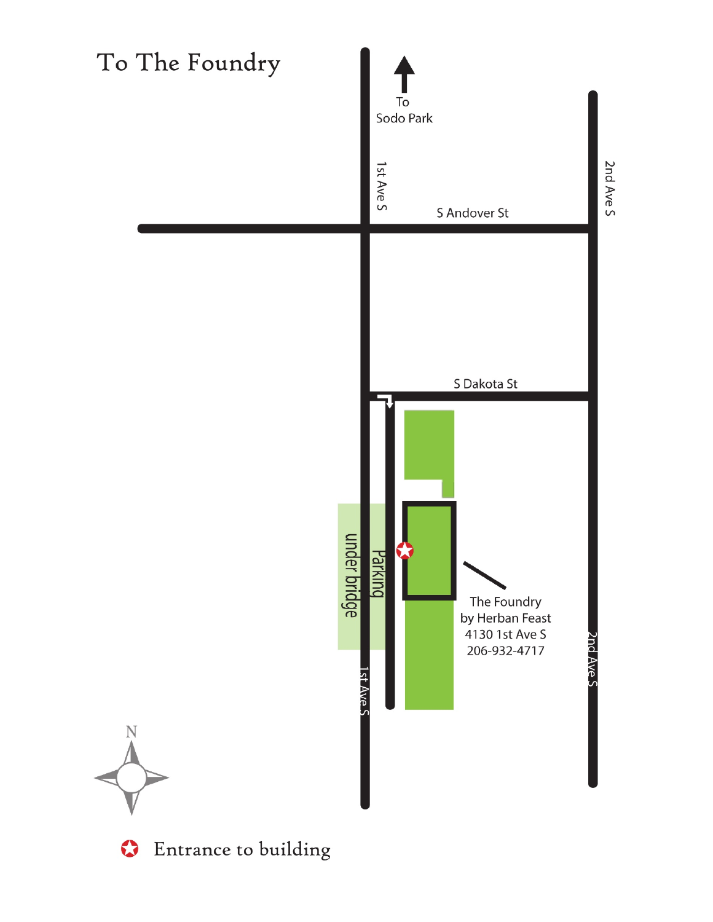# To The Foundry

To Sodo Park

1st Ave S

S Andover St

2nd Ave S

S Dakota St

Parking under bridge

The Foundry
by Herban Feast
4130 1st Ave S
206-932-4717

1st Ave S

2nd Ave S

N

Entrance to building